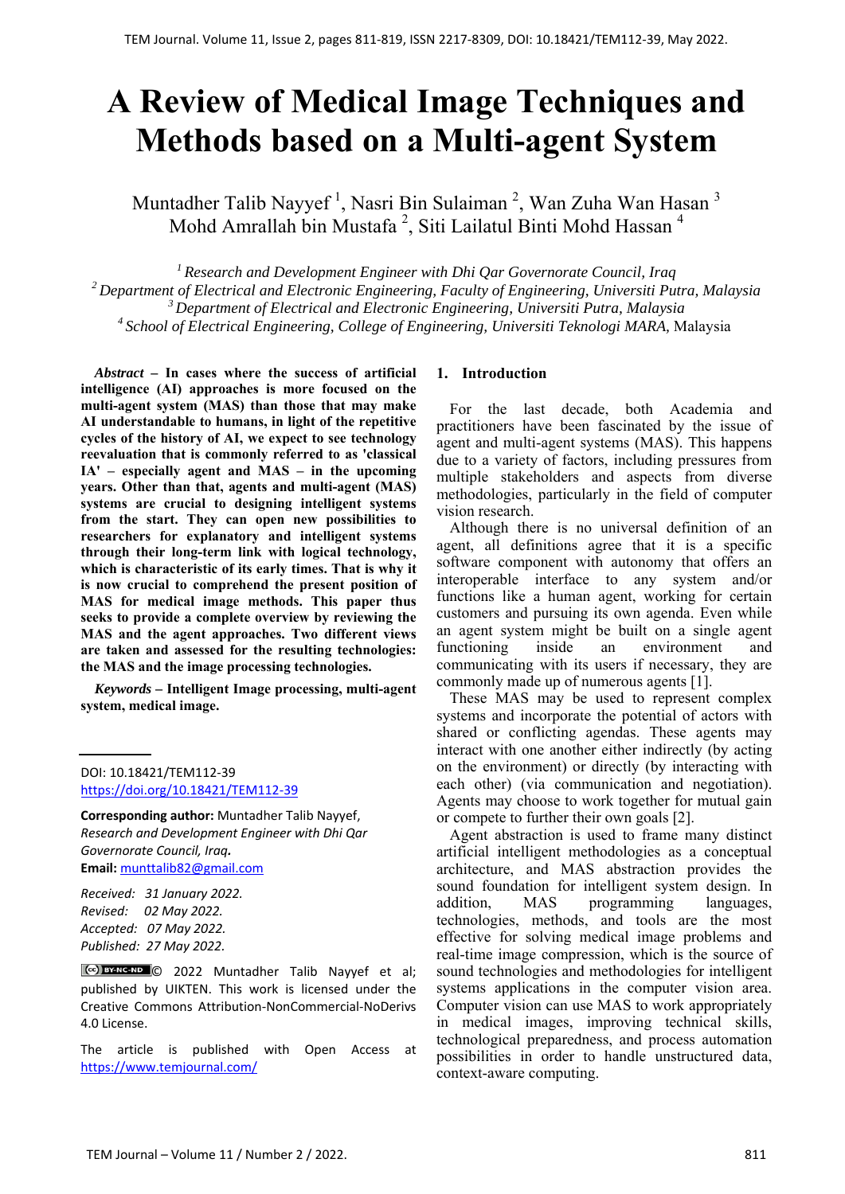# A Review of Medical Image Techniques and Methods based on a Multi-agent System

Muntadher Talib Nayyef [1], Nasri Bin Sulaiman [2], Wan Zuha Wan Hasan [3]
Mohd Amrallah bin Mustafa [2], Siti Lailatul Binti Mohd Hassan [4]

*[1] Research and Development Engineer with Dhi Qar Governorate Council, Iraq*
*[2] Department of Electrical and Electronic Engineering, Faculty of Engineering, Universiti Putra, Malaysia*
*[3] Department of Electrical and Electronic Engineering, Universiti Putra, Malaysia*
*[4] School of Electrical Engineering, College of Engineering, Universiti Teknologi MARA,* Malaysia

***Abstract* – In cases where the success of artificial intelligence (AI) approaches is more focused on the multi-agent system (MAS) than those that may make AI understandable to humans, in light of the repetitive cycles of the history of AI, we expect to see technology reevaluation that is commonly referred to as 'classical IA' – especially agent and MAS – in the upcoming years. Other than that, agents and multi-agent (MAS) systems are crucial to designing intelligent systems from the start. They can open new possibilities to researchers for explanatory and intelligent systems through their long-term link with logical technology, which is characteristic of its early times. That is why it is now crucial to comprehend the present position of MAS for medical image methods. This paper thus seeks to provide a complete overview by reviewing the MAS and the agent approaches. Two different views are taken and assessed for the resulting technologies: the MAS and the image processing technologies.**

***Keywords* – Intelligent Image processing, multi-agent system, medical image.**

DOI: 10.18421/TEM112-39
https://doi.org/10.18421/TEM112-39

**Corresponding author:** Muntadher Talib Nayyef,
*Research and Development Engineer with Dhi Qar Governorate Council, Iraq.*
**Email:** munttalib82@gmail.com

*Received: 31 January 2022.*
*Revised: 02 May 2022.*
*Accepted: 07 May 2022.*
*Published: 27 May 2022.*

© 2022 Muntadher Talib Nayyef et al; published by UIKTEN. This work is licensed under the Creative Commons Attribution-NonCommercial-NoDerivs 4.0 License.

The article is published with Open Access at https://www.temjournal.com/

## 1. Introduction

For the last decade, both Academia and practitioners have been fascinated by the issue of agent and multi-agent systems (MAS). This happens due to a variety of factors, including pressures from multiple stakeholders and aspects from diverse methodologies, particularly in the field of computer vision research.

Although there is no universal definition of an agent, all definitions agree that it is a specific software component with autonomy that offers an interoperable interface to any system and/or functions like a human agent, working for certain customers and pursuing its own agenda. Even while an agent system might be built on a single agent functioning inside an environment and communicating with its users if necessary, they are commonly made up of numerous agents [1].

These MAS may be used to represent complex systems and incorporate the potential of actors with shared or conflicting agendas. These agents may interact with one another either indirectly (by acting on the environment) or directly (by interacting with each other) (via communication and negotiation). Agents may choose to work together for mutual gain or compete to further their own goals [2].

Agent abstraction is used to frame many distinct artificial intelligent methodologies as a conceptual architecture, and MAS abstraction provides the sound foundation for intelligent system design. In addition, MAS programming languages, technologies, methods, and tools are the most effective for solving medical image problems and real-time image compression, which is the source of sound technologies and methodologies for intelligent systems applications in the computer vision area. Computer vision can use MAS to work appropriately in medical images, improving technical skills, technological preparedness, and process automation possibilities in order to handle unstructured data, context-aware computing.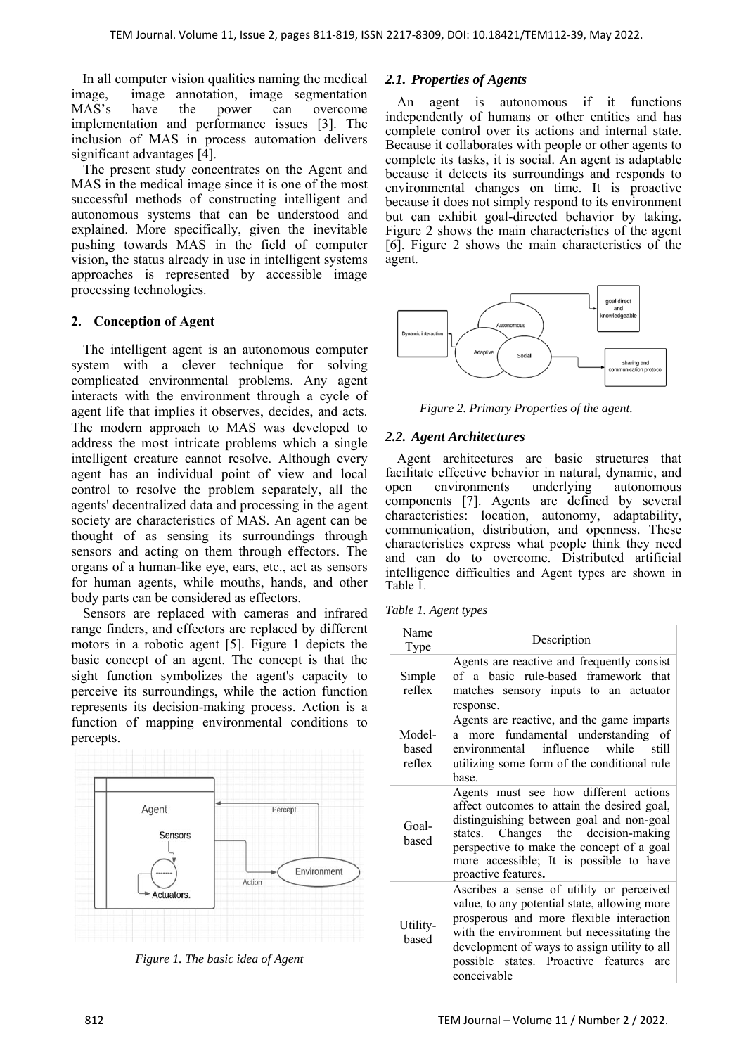In all computer vision qualities naming the medical image, image annotation, image segmentation MAS's have the power can overcome implementation and performance issues [3]. The inclusion of MAS in process automation delivers significant advantages [4].

The present study concentrates on the Agent and MAS in the medical image since it is one of the most successful methods of constructing intelligent and autonomous systems that can be understood and explained. More specifically, given the inevitable pushing towards MAS in the field of computer vision, the status already in use in intelligent systems approaches is represented by accessible image processing technologies.

## 2. Conception of Agent

The intelligent agent is an autonomous computer system with a clever technique for solving complicated environmental problems. Any agent interacts with the environment through a cycle of agent life that implies it observes, decides, and acts. The modern approach to MAS was developed to address the most intricate problems which a single intelligent creature cannot resolve. Although every agent has an individual point of view and local control to resolve the problem separately, all the agents' decentralized data and processing in the agent society are characteristics of MAS. An agent can be thought of as sensing its surroundings through sensors and acting on them through effectors. The organs of a human-like eye, ears, etc., act as sensors for human agents, while mouths, hands, and other body parts can be considered as effectors.

Sensors are replaced with cameras and infrared range finders, and effectors are replaced by different motors in a robotic agent [5]. Figure 1 depicts the basic concept of an agent. The concept is that the sight function symbolizes the agent's capacity to perceive its surroundings, while the action function represents its decision-making process. Action is a function of mapping environmental conditions to percepts.

*Figure 1. The basic idea of Agent*

### 2.1. Properties of Agents

An agent is autonomous if it functions independently of humans or other entities and has complete control over its actions and internal state. Because it collaborates with people or other agents to complete its tasks, it is social. An agent is adaptable because it detects its surroundings and responds to environmental changes on time. It is proactive because it does not simply respond to its environment but can exhibit goal-directed behavior by taking. Figure 2 shows the main characteristics of the agent [6]. Figure 2 shows the main characteristics of the agent.

*Figure 2. Primary Properties of the agent.*

### 2.2. Agent Architectures

Agent architectures are basic structures that facilitate effective behavior in natural, dynamic, and open environments underlying autonomous components [7]. Agents are defined by several characteristics: location, autonomy, adaptability, communication, distribution, and openness. These characteristics express what people think they need and can do to overcome. Distributed artificial intelligence difficulties and Agent types are shown in Table 1.

*Table 1. Agent types*

| Name Type | Description |
|---|---|
| Simple reflex | Agents are reactive and frequently consist of a basic rule-based framework that matches sensory inputs to an actuator response. |
| Model-based reflex | Agents are reactive, and the game imparts a more fundamental understanding of environmental influence while still utilizing some form of the conditional rule base. |
| Goal-based | Agents must see how different actions affect outcomes to attain the desired goal, distinguishing between goal and non-goal states. Changes the decision-making perspective to make the concept of a goal more accessible; It is possible to have proactive features. |
| Utility-based | Ascribes a sense of utility or perceived value, to any potential state, allowing more prosperous and more flexible interaction with the environment but necessitating the development of ways to assign utility to all possible states. Proactive features are conceivable |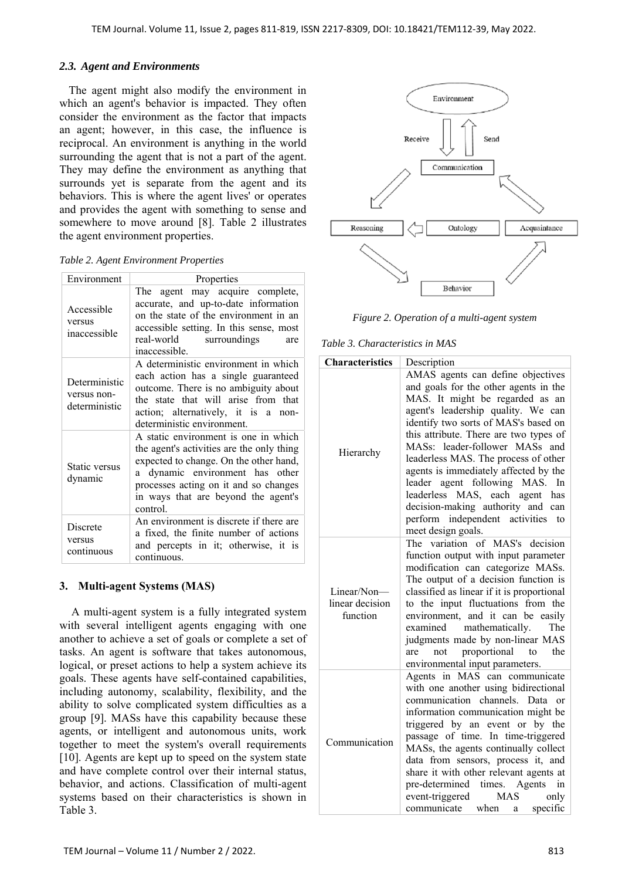### *2.3. Agent and Environments*

The agent might also modify the environment in which an agent's behavior is impacted. They often consider the environment as the factor that impacts an agent; however, in this case, the influence is reciprocal. An environment is anything in the world surrounding the agent that is not a part of the agent. They may define the environment as anything that surrounds yet is separate from the agent and its behaviors. This is where the agent lives' or operates and provides the agent with something to sense and somewhere to move around [8]. Table 2 illustrates the agent environment properties.

*Table 2. Agent Environment Properties*

| Environment | Properties |
|---|---|
| Accessible versus inaccessible | The agent may acquire complete, accurate, and up-to-date information on the state of the environment in an accessible setting. In this sense, most real-world surroundings are inaccessible. |
| Deterministic versus non-deterministic | A deterministic environment in which each action has a single guaranteed outcome. There is no ambiguity about the state that will arise from that action; alternatively, it is a non-deterministic environment. |
| Static versus dynamic | A static environment is one in which the agent's activities are the only thing expected to change. On the other hand, a dynamic environment has other processes acting on it and so changes in ways that are beyond the agent's control. |
| Discrete versus continuous | An environment is discrete if there are a fixed, the finite number of actions and percepts in it; otherwise, it is continuous. |

## 3. Multi-agent Systems (MAS)

A multi-agent system is a fully integrated system with several intelligent agents engaging with one another to achieve a set of goals or complete a set of tasks. An agent is software that takes autonomous, logical, or preset actions to help a system achieve its goals. These agents have self-contained capabilities, including autonomy, scalability, flexibility, and the ability to solve complicated system difficulties as a group [9]. MASs have this capability because these agents, or intelligent and autonomous units, work together to meet the system's overall requirements [10]. Agents are kept up to speed on the system state and have complete control over their internal status, behavior, and actions. Classification of multi-agent systems based on their characteristics is shown in Table 3.

*Figure 2. Operation of a multi-agent system*

*Table 3. Characteristics in MAS*

| **Characteristics** | Description |
|---|---|
| Hierarchy | AMAS agents can define objectives and goals for the other agents in the MAS. It might be regarded as an agent's leadership quality. We can identify two sorts of MAS's based on this attribute. There are two types of MASs: leader-follower MASs and leaderless MAS. The process of other agents is immediately affected by the leader agent following MAS. In leaderless MAS, each agent has decision-making authority and can perform independent activities to meet design goals. |
| Linear/Non—linear decision function | The variation of MAS's decision function output with input parameter modification can categorize MASs. The output of a decision function is classified as linear if it is proportional to the input fluctuations from the environment, and it can be easily examined mathematically. The judgments made by non-linear MAS are not proportional to the environmental input parameters. |
| Communication | Agents in MAS can communicate with one another using bidirectional communication channels. Data or information communication might be triggered by an event or by the passage of time. In time-triggered MASs, the agents continually collect data from sensors, process it, and share it with other relevant agents at pre-determined times. Agents in event-triggered MAS only communicate when a specific |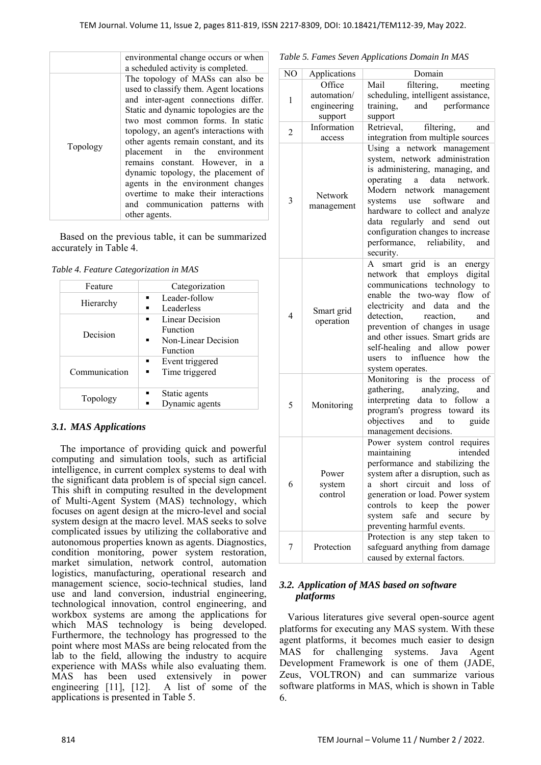| | environmental change occurs or when a scheduled activity is completed. |
|---|---|
| Topology | The topology of MASs can also be used to classify them. Agent locations and inter-agent connections differ. Static and dynamic topologies are the two most common forms. In static topology, an agent's interactions with other agents remain constant, and its placement in the environment remains constant. However, in a dynamic topology, the placement of agents in the environment changes overtime to make their interactions and communication patterns with other agents. |

Based on the previous table, it can be summarized accurately in Table 4.

*Table 4. Feature Categorization in MAS*

| Feature | Categorization |
|---|---|
| Hierarchy | ▪ Leader-follow<br>▪ Leaderless |
| Decision | ▪ Linear Decision Function<br>▪ Non-Linear Decision Function |
| Communication | ▪ Event triggered<br>▪ Time triggered |
| Topology | ▪ Static agents<br>▪ Dynamic agents |

### *3.1. MAS Applications*

The importance of providing quick and powerful computing and simulation tools, such as artificial intelligence, in current complex systems to deal with the significant data problem is of special sign cancel. This shift in computing resulted in the development of Multi-Agent System (MAS) technology, which focuses on agent design at the micro-level and social system design at the macro level. MAS seeks to solve complicated issues by utilizing the collaborative and autonomous properties known as agents. Diagnostics, condition monitoring, power system restoration, market simulation, network control, automation logistics, manufacturing, operational research and management science, socio-technical studies, land use and land conversion, industrial engineering, technological innovation, control engineering, and workbox systems are among the applications for which MAS technology is being developed. Furthermore, the technology has progressed to the point where most MASs are being relocated from the lab to the field, allowing the industry to acquire experience with MASs while also evaluating them. MAS has been used extensively in power engineering [11], [12]. A list of some of the applications is presented in Table 5.

*Table 5. Fames Seven Applications Domain In MAS*

| NO | Applications | Domain |
|---|---|---|
| 1 | Office automation/ engineering support | Mail filtering, meeting scheduling, intelligent assistance, training, and performance support |
| 2 | Information access | Retrieval, filtering, and integration from multiple sources |
| 3 | Network management | Using a network management system, network administration is administering, managing, and operating a data network. Modern network management systems use software and hardware to collect and analyze data regularly and send out configuration changes to increase performance, reliability, and security. |
| 4 | Smart grid operation | A smart grid is an energy network that employs digital communications technology to enable the two-way flow of electricity and data and the detection, reaction, and prevention of changes in usage and other issues. Smart grids are self-healing and allow power users to influence how the system operates. |
| 5 | Monitoring | Monitoring is the process of gathering, analyzing, and interpreting data to follow a program's progress toward its objectives and to guide management decisions. |
| 6 | Power system control | Power system control requires maintaining intended performance and stabilizing the system after a disruption, such as a short circuit and loss of generation or load. Power system controls to keep the power system safe and secure by preventing harmful events. |
| 7 | Protection | Protection is any step taken to safeguard anything from damage caused by external factors. |

### *3.2. Application of MAS based on software platforms*

Various literatures give several open-source agent platforms for executing any MAS system. With these agent platforms, it becomes much easier to design MAS for challenging systems. Java Agent Development Framework is one of them (JADE, Zeus, VOLTRON) and can summarize various software platforms in MAS, which is shown in Table 6.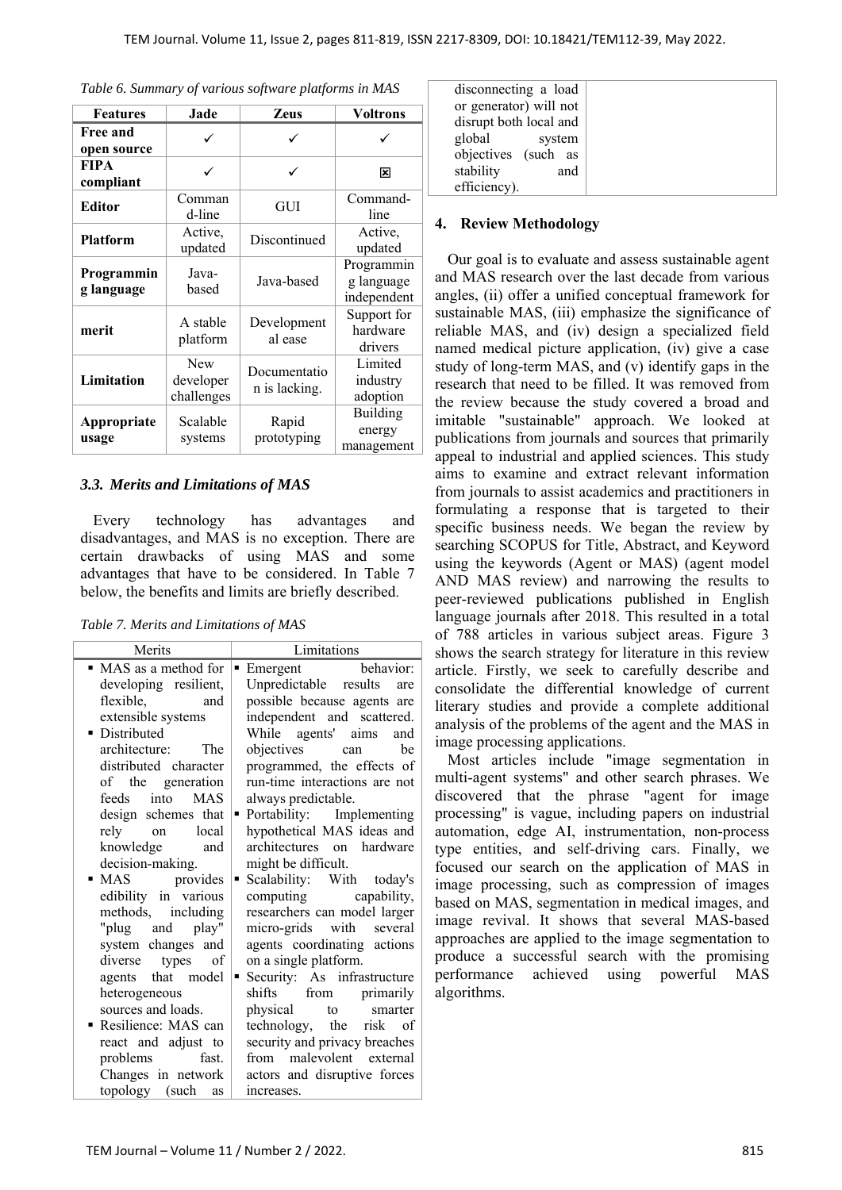*Table 6. Summary of various software platforms in MAS*

| Features | Jade | Zeus | Voltrons |
|---|---|---|---|
| **Free and open source** | ✓ | ✓ | ✓ |
| **FIPA compliant** | ✓ | ✓ | ☒ |
| **Editor** | Command-line | GUI | Command-line |
| **Platform** | Active, updated | Discontinued | Active, updated |
| **Programming language** | Java-based | Java-based | Programming language independent |
| **merit** | A stable platform | Developmental ease | Support for hardware drivers |
| **Limitation** | New developer challenges | Documentation is lacking. | Limited industry adoption |
| **Appropriate usage** | Scalable systems | Rapid prototyping | Building energy management |

### 3.3. Merits and Limitations of MAS

Every technology has advantages and disadvantages, and MAS is no exception. There are certain drawbacks of using MAS and some advantages that have to be considered. In Table 7 below, the benefits and limits are briefly described.

*Table 7. Merits and Limitations of MAS*

| Merits | Limitations |
|---|---|
| ▪ MAS as a method for developing resilient, flexible, and extensible systems<br>▪ Distributed architecture: The distributed character of the generation feeds into MAS design schemes that rely on local knowledge and decision-making.<br>▪ MAS provides edibility in various methods, including "plug and play" system changes and diverse types of agents that model heterogeneous sources and loads.<br>▪ Resilience: MAS can react and adjust to problems fast. Changes in network topology (such as disconnecting a load or generator) will not disrupt both local and global system objectives (such as stability and efficiency). | ▪ Emergent behavior: Unpredictable results are possible because agents are independent and scattered. While agents' aims and objectives can be programmed, the effects of run-time interactions are not always predictable.<br>▪ Portability: Implementing hypothetical MAS ideas and architectures on hardware might be difficult.<br>▪ Scalability: With today's computing capability, researchers can model larger micro-grids with several agents coordinating actions on a single platform.<br>▪ Security: As infrastructure shifts from primarily physical to smarter technology, the risk of security and privacy breaches from malevolent external actors and disruptive forces increases. |

## 4. Review Methodology

Our goal is to evaluate and assess sustainable agent and MAS research over the last decade from various angles, (ii) offer a unified conceptual framework for sustainable MAS, (iii) emphasize the significance of reliable MAS, and (iv) design a specialized field named medical picture application, (iv) give a case study of long-term MAS, and (v) identify gaps in the research that need to be filled. It was removed from the review because the study covered a broad and imitable "sustainable" approach. We looked at publications from journals and sources that primarily appeal to industrial and applied sciences. This study aims to examine and extract relevant information from journals to assist academics and practitioners in formulating a response that is targeted to their specific business needs. We began the review by searching SCOPUS for Title, Abstract, and Keyword using the keywords (Agent or MAS) (agent model AND MAS review) and narrowing the results to peer-reviewed publications published in English language journals after 2018. This resulted in a total of 788 articles in various subject areas. Figure 3 shows the search strategy for literature in this review article. Firstly, we seek to carefully describe and consolidate the differential knowledge of current literary studies and provide a complete additional analysis of the problems of the agent and the MAS in image processing applications.

Most articles include "image segmentation in multi-agent systems" and other search phrases. We discovered that the phrase "agent for image processing" is vague, including papers on industrial automation, edge AI, instrumentation, non-process type entities, and self-driving cars. Finally, we focused our search on the application of MAS in image processing, such as compression of images based on MAS, segmentation in medical images, and image revival. It shows that several MAS-based approaches are applied to the image segmentation to produce a successful search with the promising performance achieved using powerful MAS algorithms.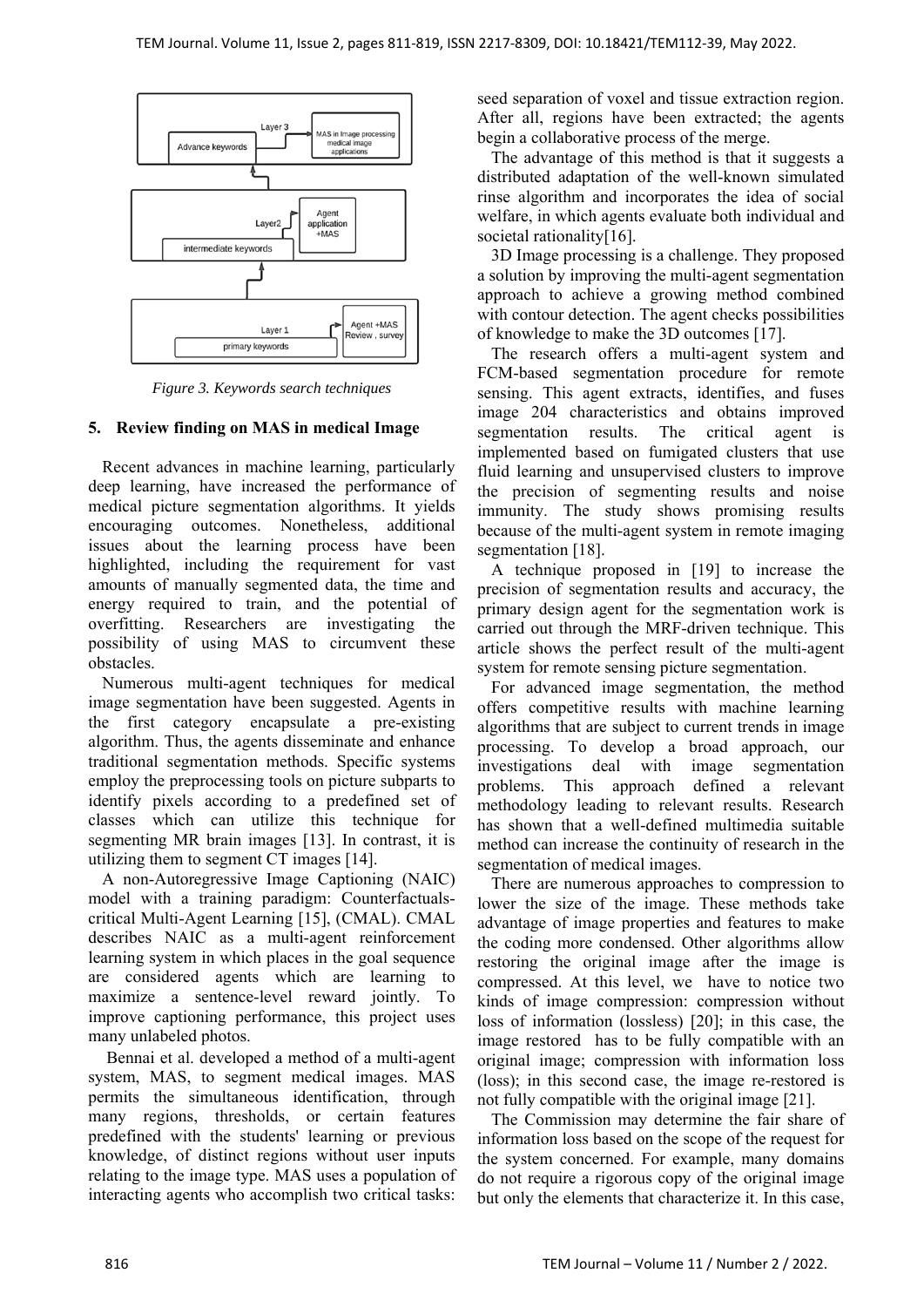Figure 3. Keywords search techniques

## 5. Review finding on MAS in medical Image

Recent advances in machine learning, particularly deep learning, have increased the performance of medical picture segmentation algorithms. It yields encouraging outcomes. Nonetheless, additional issues about the learning process have been highlighted, including the requirement for vast amounts of manually segmented data, the time and energy required to train, and the potential of overfitting. Researchers are investigating the possibility of using MAS to circumvent these obstacles.

Numerous multi-agent techniques for medical image segmentation have been suggested. Agents in the first category encapsulate a pre-existing algorithm. Thus, the agents disseminate and enhance traditional segmentation methods. Specific systems employ the preprocessing tools on picture subparts to identify pixels according to a predefined set of classes which can utilize this technique for segmenting MR brain images [13]. In contrast, it is utilizing them to segment CT images [14].

A non-Autoregressive Image Captioning (NAIC) model with a training paradigm: Counterfactuals-critical Multi-Agent Learning [15], (CMAL). CMAL describes NAIC as a multi-agent reinforcement learning system in which places in the goal sequence are considered agents which are learning to maximize a sentence-level reward jointly. To improve captioning performance, this project uses many unlabeled photos.

Bennai et al. developed a method of a multi-agent system, MAS, to segment medical images. MAS permits the simultaneous identification, through many regions, thresholds, or certain features predefined with the students' learning or previous knowledge, of distinct regions without user inputs relating to the image type. MAS uses a population of interacting agents who accomplish two critical tasks: seed separation of voxel and tissue extraction region. After all, regions have been extracted; the agents begin a collaborative process of the merge.

The advantage of this method is that it suggests a distributed adaptation of the well-known simulated rinse algorithm and incorporates the idea of social welfare, in which agents evaluate both individual and societal rationality[16].

3D Image processing is a challenge. They proposed a solution by improving the multi-agent segmentation approach to achieve a growing method combined with contour detection. The agent checks possibilities of knowledge to make the 3D outcomes [17].

The research offers a multi-agent system and FCM-based segmentation procedure for remote sensing. This agent extracts, identifies, and fuses image 204 characteristics and obtains improved segmentation results. The critical agent is implemented based on fumigated clusters that use fluid learning and unsupervised clusters to improve the precision of segmenting results and noise immunity. The study shows promising results because of the multi-agent system in remote imaging segmentation [18].

A technique proposed in [19] to increase the precision of segmentation results and accuracy, the primary design agent for the segmentation work is carried out through the MRF-driven technique. This article shows the perfect result of the multi-agent system for remote sensing picture segmentation.

For advanced image segmentation, the method offers competitive results with machine learning algorithms that are subject to current trends in image processing. To develop a broad approach, our investigations deal with image segmentation problems. This approach defined a relevant methodology leading to relevant results. Research has shown that a well-defined multimedia suitable method can increase the continuity of research in the segmentation of medical images.

There are numerous approaches to compression to lower the size of the image. These methods take advantage of image properties and features to make the coding more condensed. Other algorithms allow restoring the original image after the image is compressed. At this level, we have to notice two kinds of image compression: compression without loss of information (lossless) [20]; in this case, the image restored has to be fully compatible with an original image; compression with information loss (loss); in this second case, the image re-restored is not fully compatible with the original image [21].

The Commission may determine the fair share of information loss based on the scope of the request for the system concerned. For example, many domains do not require a rigorous copy of the original image but only the elements that characterize it. In this case,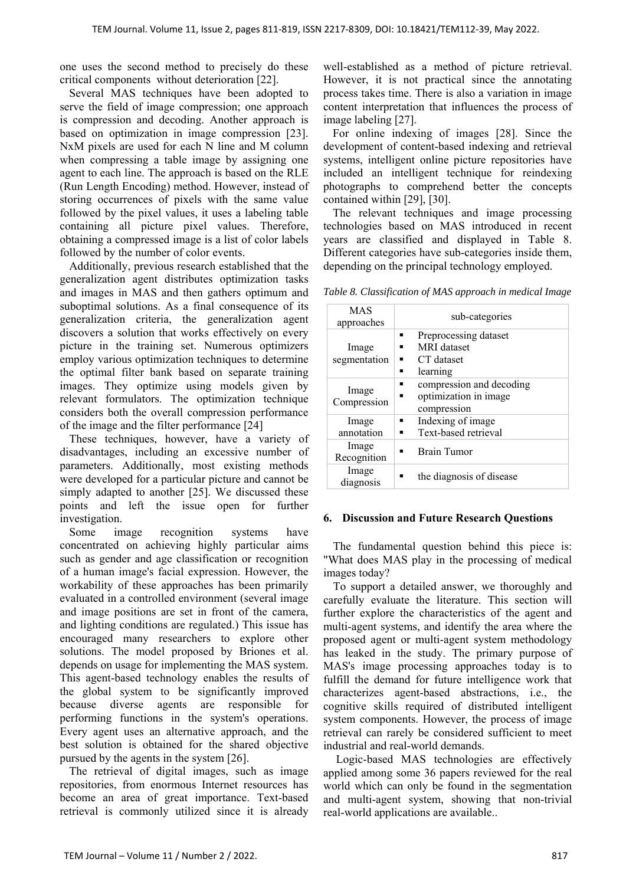one uses the second method to precisely do these critical components without deterioration [22].

Several MAS techniques have been adopted to serve the field of image compression; one approach is compression and decoding. Another approach is based on optimization in image compression [23]. NxM pixels are used for each N line and M column when compressing a table image by assigning one agent to each line. The approach is based on the RLE (Run Length Encoding) method. However, instead of storing occurrences of pixels with the same value followed by the pixel values, it uses a labeling table containing all picture pixel values. Therefore, obtaining a compressed image is a list of color labels followed by the number of color events.

Additionally, previous research established that the generalization agent distributes optimization tasks and images in MAS and then gathers optimum and suboptimal solutions. As a final consequence of its generalization criteria, the generalization agent discovers a solution that works effectively on every picture in the training set. Numerous optimizers employ various optimization techniques to determine the optimal filter bank based on separate training images. They optimize using models given by relevant formulators. The optimization technique considers both the overall compression performance of the image and the filter performance [24]

These techniques, however, have a variety of disadvantages, including an excessive number of parameters. Additionally, most existing methods were developed for a particular picture and cannot be simply adapted to another [25]. We discussed these points and left the issue open for further investigation.

Some image recognition systems have concentrated on achieving highly particular aims such as gender and age classification or recognition of a human image's facial expression. However, the workability of these approaches has been primarily evaluated in a controlled environment (several image and image positions are set in front of the camera, and lighting conditions are regulated.) This issue has encouraged many researchers to explore other solutions. The model proposed by Briones et al. depends on usage for implementing the MAS system. This agent-based technology enables the results of the global system to be significantly improved because diverse agents are responsible for performing functions in the system's operations. Every agent uses an alternative approach, and the best solution is obtained for the shared objective pursued by the agents in the system [26].

The retrieval of digital images, such as image repositories, from enormous Internet resources has become an area of great importance. Text-based retrieval is commonly utilized since it is already well-established as a method of picture retrieval. However, it is not practical since the annotating process takes time. There is also a variation in image content interpretation that influences the process of image labeling [27].

For online indexing of images [28]. Since the development of content-based indexing and retrieval systems, intelligent online picture repositories have included an intelligent technique for reindexing photographs to comprehend better the concepts contained within [29], [30].

The relevant techniques and image processing technologies based on MAS introduced in recent years are classified and displayed in Table 8. Different categories have sub-categories inside them, depending on the principal technology employed.

*Table 8. Classification of MAS approach in medical Image*

| MAS approaches | sub-categories |
|---|---|
| Image segmentation | ▪ Preprocessing dataset<br>▪ MRI dataset<br>▪ CT dataset<br>▪ learning |
| Image Compression | ▪ compression and decoding<br>▪ optimization in image compression |
| Image annotation | ▪ Indexing of image<br>▪ Text-based retrieval |
| Image Recognition | ▪ Brain Tumor |
| Image diagnosis | ▪ the diagnosis of disease |

## 6. Discussion and Future Research Questions

The fundamental question behind this piece is: "What does MAS play in the processing of medical images today?

To support a detailed answer, we thoroughly and carefully evaluate the literature. This section will further explore the characteristics of the agent and multi-agent systems, and identify the area where the proposed agent or multi-agent system methodology has leaked in the study. The primary purpose of MAS's image processing approaches today is to fulfill the demand for future intelligence work that characterizes agent-based abstractions, i.e., the cognitive skills required of distributed intelligent system components. However, the process of image retrieval can rarely be considered sufficient to meet industrial and real-world demands.

Logic-based MAS technologies are effectively applied among some 36 papers reviewed for the real world which can only be found in the segmentation and multi-agent system, showing that non-trivial real-world applications are available..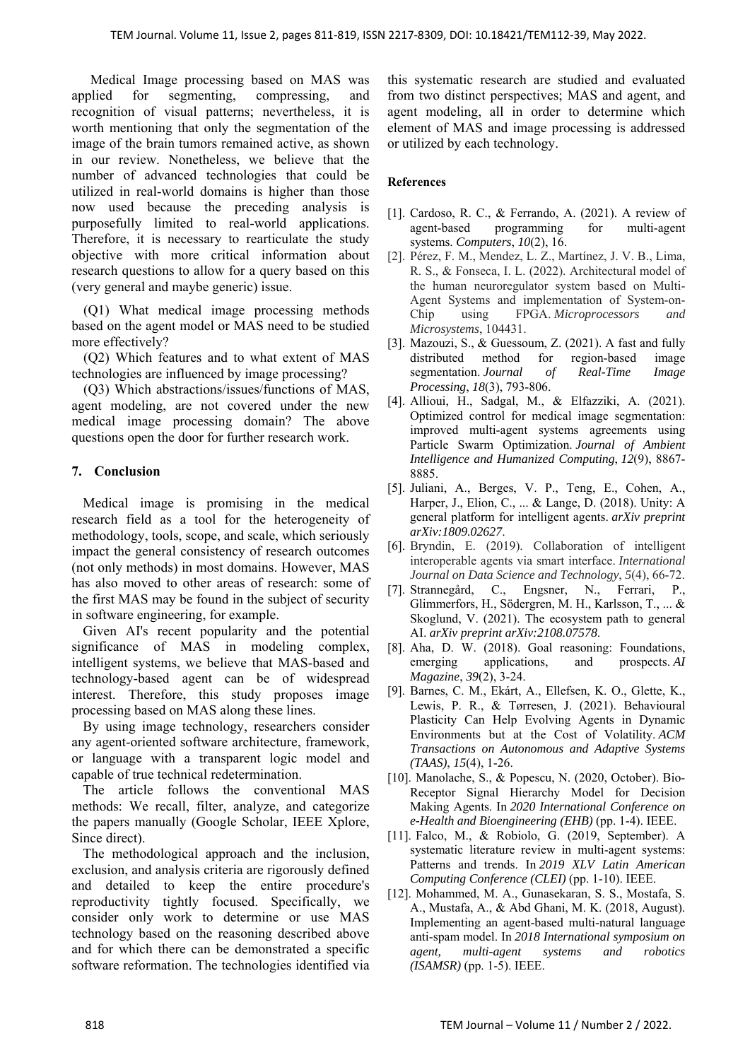Medical Image processing based on MAS was applied for segmenting, compressing, and recognition of visual patterns; nevertheless, it is worth mentioning that only the segmentation of the image of the brain tumors remained active, as shown in our review. Nonetheless, we believe that the number of advanced technologies that could be utilized in real-world domains is higher than those now used because the preceding analysis is purposefully limited to real-world applications. Therefore, it is necessary to rearticulate the study objective with more critical information about research questions to allow for a query based on this (very general and maybe generic) issue.

(Q1) What medical image processing methods based on the agent model or MAS need to be studied more effectively?

(Q2) Which features and to what extent of MAS technologies are influenced by image processing?

(Q3) Which abstractions/issues/functions of MAS, agent modeling, are not covered under the new medical image processing domain? The above questions open the door for further research work.

## 7. Conclusion

Medical image is promising in the medical research field as a tool for the heterogeneity of methodology, tools, scope, and scale, which seriously impact the general consistency of research outcomes (not only methods) in most domains. However, MAS has also moved to other areas of research: some of the first MAS may be found in the subject of security in software engineering, for example.

Given AI's recent popularity and the potential significance of MAS in modeling complex, intelligent systems, we believe that MAS-based and technology-based agent can be of widespread interest. Therefore, this study proposes image processing based on MAS along these lines.

By using image technology, researchers consider any agent-oriented software architecture, framework, or language with a transparent logic model and capable of true technical redetermination.

The article follows the conventional MAS methods: We recall, filter, analyze, and categorize the papers manually (Google Scholar, IEEE Xplore, Since direct).

The methodological approach and the inclusion, exclusion, and analysis criteria are rigorously defined and detailed to keep the entire procedure's reproductivity tightly focused. Specifically, we consider only work to determine or use MAS technology based on the reasoning described above and for which there can be demonstrated a specific software reformation. The technologies identified via this systematic research are studied and evaluated from two distinct perspectives; MAS and agent, and agent modeling, all in order to determine which element of MAS and image processing is addressed or utilized by each technology.

## References

[1]. Cardoso, R. C., & Ferrando, A. (2021). A review of agent-based programming for multi-agent systems. *Computers*, *10*(2), 16.

[2]. Pérez, F. M., Mendez, L. Z., Martínez, J. V. B., Lima, R. S., & Fonseca, I. L. (2022). Architectural model of the human neuroregulator system based on Multi-Agent Systems and implementation of System-on-Chip using FPGA. *Microprocessors and Microsystems*, 104431.

[3]. Mazouzi, S., & Guessoum, Z. (2021). A fast and fully distributed method for region-based image segmentation. *Journal of Real-Time Image Processing*, *18*(3), 793-806.

[4]. Allioui, H., Sadgal, M., & Elfazziki, A. (2021). Optimized control for medical image segmentation: improved multi-agent systems agreements using Particle Swarm Optimization. *Journal of Ambient Intelligence and Humanized Computing*, *12*(9), 8867-8885.

[5]. Juliani, A., Berges, V. P., Teng, E., Cohen, A., Harper, J., Elion, C., ... & Lange, D. (2018). Unity: A general platform for intelligent agents. *arXiv preprint arXiv:1809.02627*.

[6]. Bryndin, E. (2019). Collaboration of intelligent interoperable agents via smart interface. *International Journal on Data Science and Technology*, *5*(4), 66-72.

[7]. Strannegård, C., Engsner, N., Ferrari, P., Glimmerfors, H., Södergren, M. H., Karlsson, T., ... & Skoglund, V. (2021). The ecosystem path to general AI. *arXiv preprint arXiv:2108.07578*.

[8]. Aha, D. W. (2018). Goal reasoning: Foundations, emerging applications, and prospects. *AI Magazine*, *39*(2), 3-24.

[9]. Barnes, C. M., Ekárt, A., Ellefsen, K. O., Glette, K., Lewis, P. R., & Tørresen, J. (2021). Behavioural Plasticity Can Help Evolving Agents in Dynamic Environments but at the Cost of Volatility. *ACM Transactions on Autonomous and Adaptive Systems (TAAS)*, *15*(4), 1-26.

[10]. Manolache, S., & Popescu, N. (2020, October). Bio-Receptor Signal Hierarchy Model for Decision Making Agents. In *2020 International Conference on e-Health and Bioengineering (EHB)* (pp. 1-4). IEEE.

[11]. Falco, M., & Robiolo, G. (2019, September). A systematic literature review in multi-agent systems: Patterns and trends. In *2019 XLV Latin American Computing Conference (CLEI)* (pp. 1-10). IEEE.

[12]. Mohammed, M. A., Gunasekaran, S. S., Mostafa, S. A., Mustafa, A., & Abd Ghani, M. K. (2018, August). Implementing an agent-based multi-natural language anti-spam model. In *2018 International symposium on agent, multi-agent systems and robotics (ISAMSR)* (pp. 1-5). IEEE.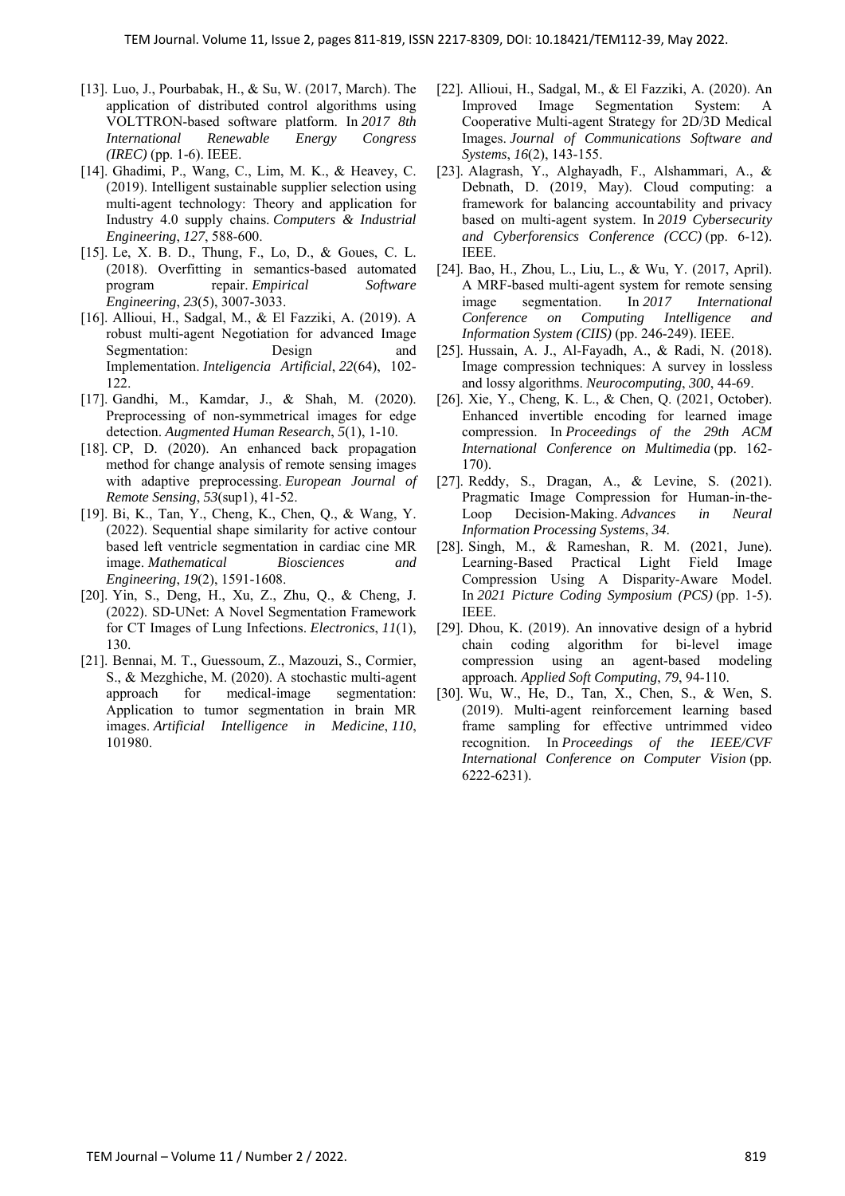[13]. Luo, J., Pourbabak, H., & Su, W. (2017, March). The application of distributed control algorithms using VOLTTRON-based software platform. In *2017 8th International Renewable Energy Congress (IREC)* (pp. 1-6). IEEE.

[14]. Ghadimi, P., Wang, C., Lim, M. K., & Heavey, C. (2019). Intelligent sustainable supplier selection using multi-agent technology: Theory and application for Industry 4.0 supply chains. *Computers & Industrial Engineering*, *127*, 588-600.

[15]. Le, X. B. D., Thung, F., Lo, D., & Goues, C. L. (2018). Overfitting in semantics-based automated program repair. *Empirical Software Engineering*, *23*(5), 3007-3033.

[16]. Allioui, H., Sadgal, M., & El Fazziki, A. (2019). A robust multi-agent Negotiation for advanced Image Segmentation: Design and Implementation. *Inteligencia Artificial*, *22*(64), 102-122.

[17]. Gandhi, M., Kamdar, J., & Shah, M. (2020). Preprocessing of non-symmetrical images for edge detection. *Augmented Human Research*, *5*(1), 1-10.

[18]. CP, D. (2020). An enhanced back propagation method for change analysis of remote sensing images with adaptive preprocessing. *European Journal of Remote Sensing*, *53*(sup1), 41-52.

[19]. Bi, K., Tan, Y., Cheng, K., Chen, Q., & Wang, Y. (2022). Sequential shape similarity for active contour based left ventricle segmentation in cardiac cine MR image. *Mathematical Biosciences and Engineering*, *19*(2), 1591-1608.

[20]. Yin, S., Deng, H., Xu, Z., Zhu, Q., & Cheng, J. (2022). SD-UNet: A Novel Segmentation Framework for CT Images of Lung Infections. *Electronics*, *11*(1), 130.

[21]. Bennai, M. T., Guessoum, Z., Mazouzi, S., Cormier, S., & Mezghiche, M. (2020). A stochastic multi-agent approach for medical-image segmentation: Application to tumor segmentation in brain MR images. *Artificial Intelligence in Medicine*, *110*, 101980.

[22]. Allioui, H., Sadgal, M., & El Fazziki, A. (2020). An Improved Image Segmentation System: A Cooperative Multi-agent Strategy for 2D/3D Medical Images. *Journal of Communications Software and Systems*, *16*(2), 143-155.

[23]. Alagrash, Y., Alghayadh, F., Alshammari, A., & Debnath, D. (2019, May). Cloud computing: a framework for balancing accountability and privacy based on multi-agent system. In *2019 Cybersecurity and Cyberforensics Conference (CCC)* (pp. 6-12). IEEE.

[24]. Bao, H., Zhou, L., Liu, L., & Wu, Y. (2017, April). A MRF-based multi-agent system for remote sensing image segmentation. In *2017 International Conference on Computing Intelligence and Information System (CIIS)* (pp. 246-249). IEEE.

[25]. Hussain, A. J., Al-Fayadh, A., & Radi, N. (2018). Image compression techniques: A survey in lossless and lossy algorithms. *Neurocomputing*, *300*, 44-69.

[26]. Xie, Y., Cheng, K. L., & Chen, Q. (2021, October). Enhanced invertible encoding for learned image compression. In *Proceedings of the 29th ACM International Conference on Multimedia* (pp. 162-170).

[27]. Reddy, S., Dragan, A., & Levine, S. (2021). Pragmatic Image Compression for Human-in-the-Loop Decision-Making. *Advances in Neural Information Processing Systems*, *34*.

[28]. Singh, M., & Rameshan, R. M. (2021, June). Learning-Based Practical Light Field Image Compression Using A Disparity-Aware Model. In *2021 Picture Coding Symposium (PCS)* (pp. 1-5). IEEE.

[29]. Dhou, K. (2019). An innovative design of a hybrid chain coding algorithm for bi-level image compression using an agent-based modeling approach. *Applied Soft Computing*, *79*, 94-110.

[30]. Wu, W., He, D., Tan, X., Chen, S., & Wen, S. (2019). Multi-agent reinforcement learning based frame sampling for effective untrimmed video recognition. In *Proceedings of the IEEE/CVF International Conference on Computer Vision* (pp. 6222-6231).